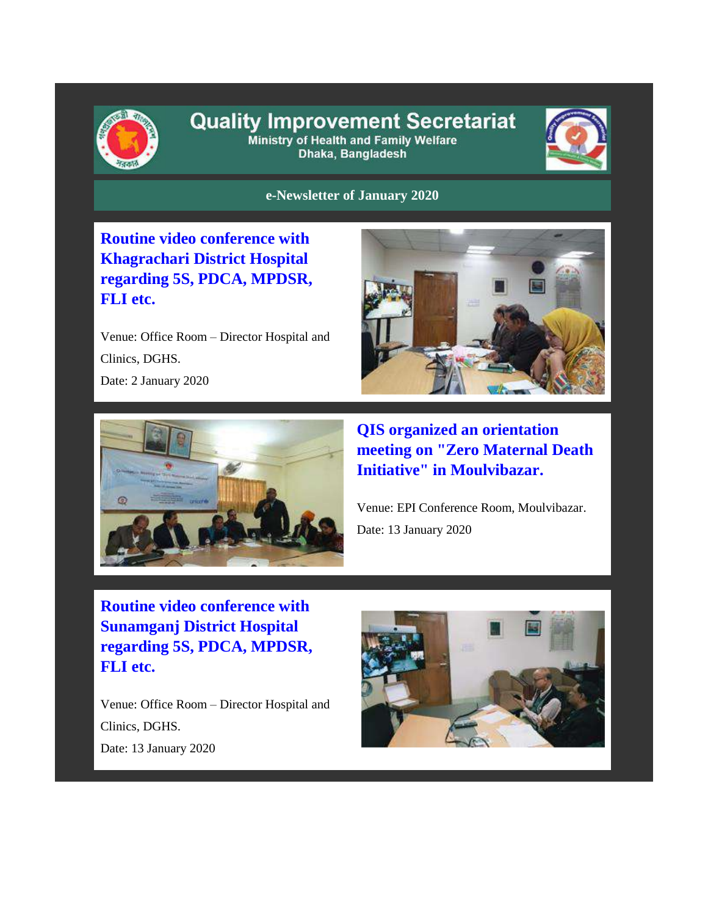# Quality Improvement Secretariat

Ministry of Health and Family Welfare
Dhaka, Bangladesh

**e-Newsletter of January 2020**

## Routine video conference with Khagrachari District Hospital regarding 5S, PDCA, MPDSR, FLI etc.

Venue: Office Room – Director Hospital and Clinics, DGHS.
Date: 2 January 2020

## QIS organized an orientation meeting on "Zero Maternal Death Initiative" in Moulvibazar.

Venue: EPI Conference Room, Moulvibazar.
Date: 13 January 2020

## Routine video conference with Sunamganj District Hospital regarding 5S, PDCA, MPDSR, FLI etc.

Venue: Office Room – Director Hospital and Clinics, DGHS.
Date: 13 January 2020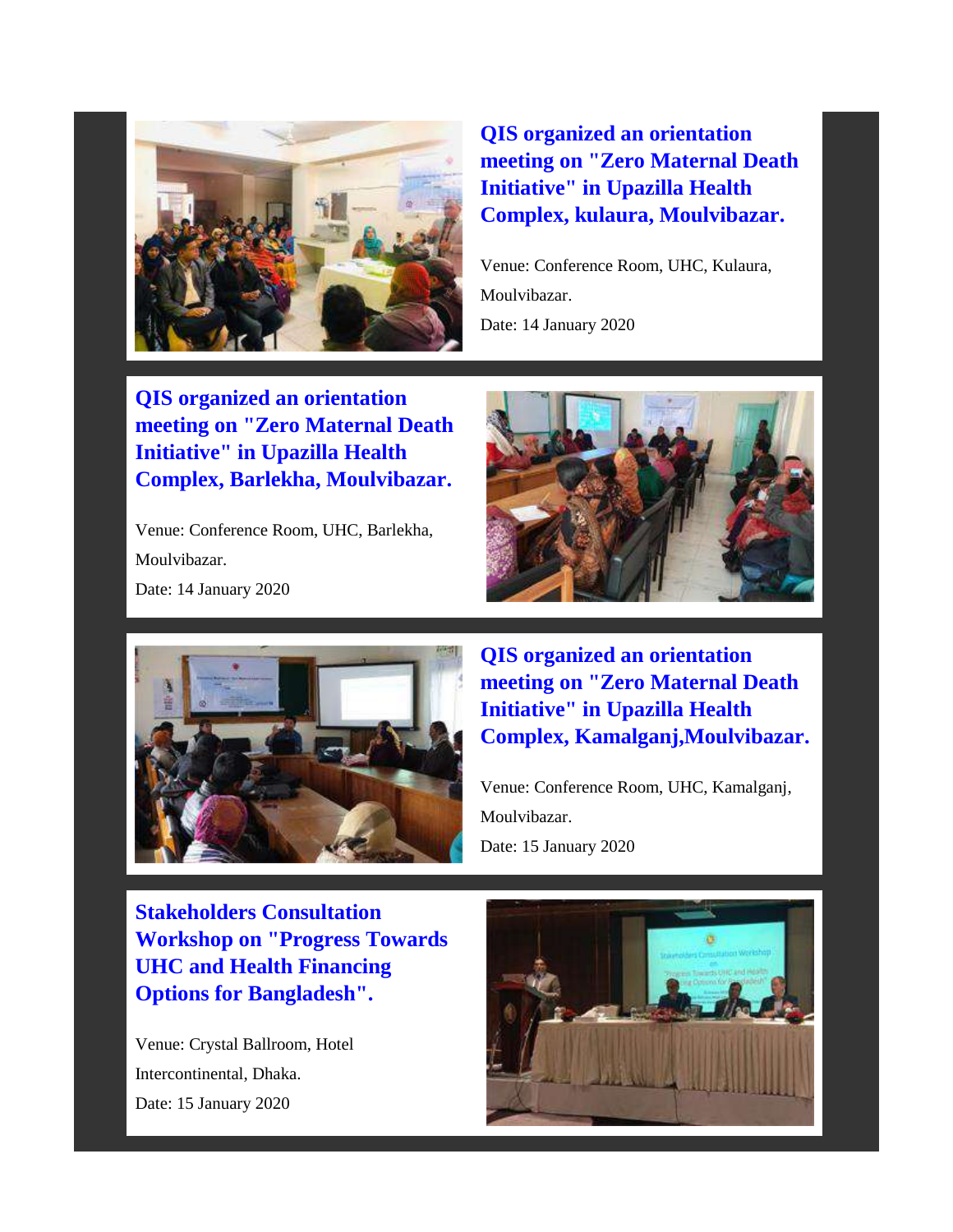### QIS organized an orientation meeting on "Zero Maternal Death Initiative" in Upazilla Health Complex, kulaura, Moulvibazar.

Venue: Conference Room, UHC, Kulaura, Moulvibazar.

Date: 14 January 2020

### QIS organized an orientation meeting on "Zero Maternal Death Initiative" in Upazilla Health Complex, Barlekha, Moulvibazar.

Venue: Conference Room, UHC, Barlekha, Moulvibazar.

Date: 14 January 2020

### QIS organized an orientation meeting on "Zero Maternal Death Initiative" in Upazilla Health Complex, Kamalganj,Moulvibazar.

Venue: Conference Room, UHC, Kamalganj, Moulvibazar.

Date: 15 January 2020

### Stakeholders Consultation Workshop on "Progress Towards UHC and Health Financing Options for Bangladesh".

Venue: Crystal Ballroom, Hotel Intercontinental, Dhaka.

Date: 15 January 2020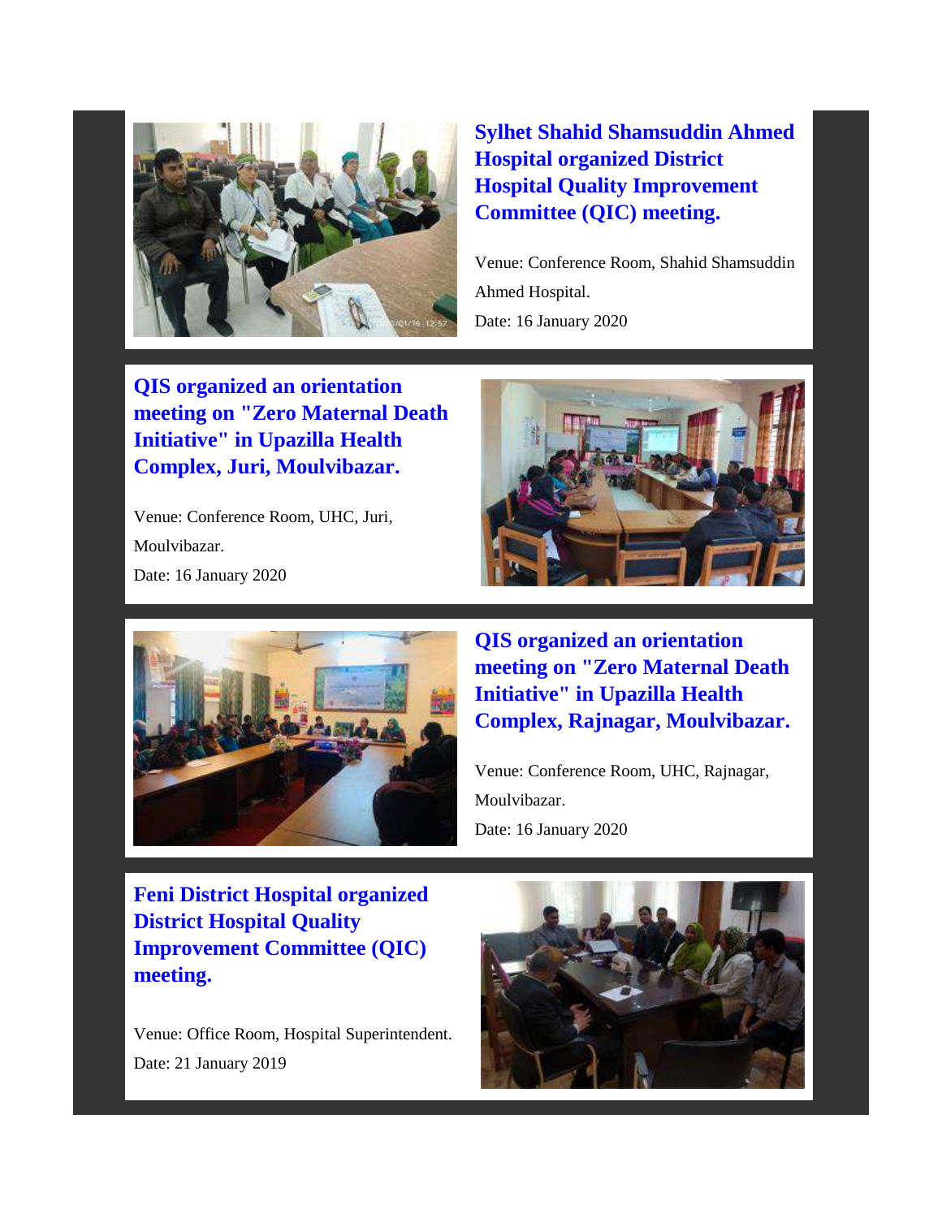### Sylhet Shahid Shamsuddin Ahmed Hospital organized District Hospital Quality Improvement Committee (QIC) meeting.

Venue: Conference Room, Shahid Shamsuddin Ahmed Hospital.
Date: 16 January 2020

### QIS organized an orientation meeting on "Zero Maternal Death Initiative" in Upazilla Health Complex, Juri, Moulvibazar.

Venue: Conference Room, UHC, Juri, Moulvibazar.
Date: 16 January 2020

### QIS organized an orientation meeting on "Zero Maternal Death Initiative" in Upazilla Health Complex, Rajnagar, Moulvibazar.

Venue: Conference Room, UHC, Rajnagar, Moulvibazar.
Date: 16 January 2020

### Feni District Hospital organized District Hospital Quality Improvement Committee (QIC) meeting.

Venue: Office Room, Hospital Superintendent.
Date: 21 January 2019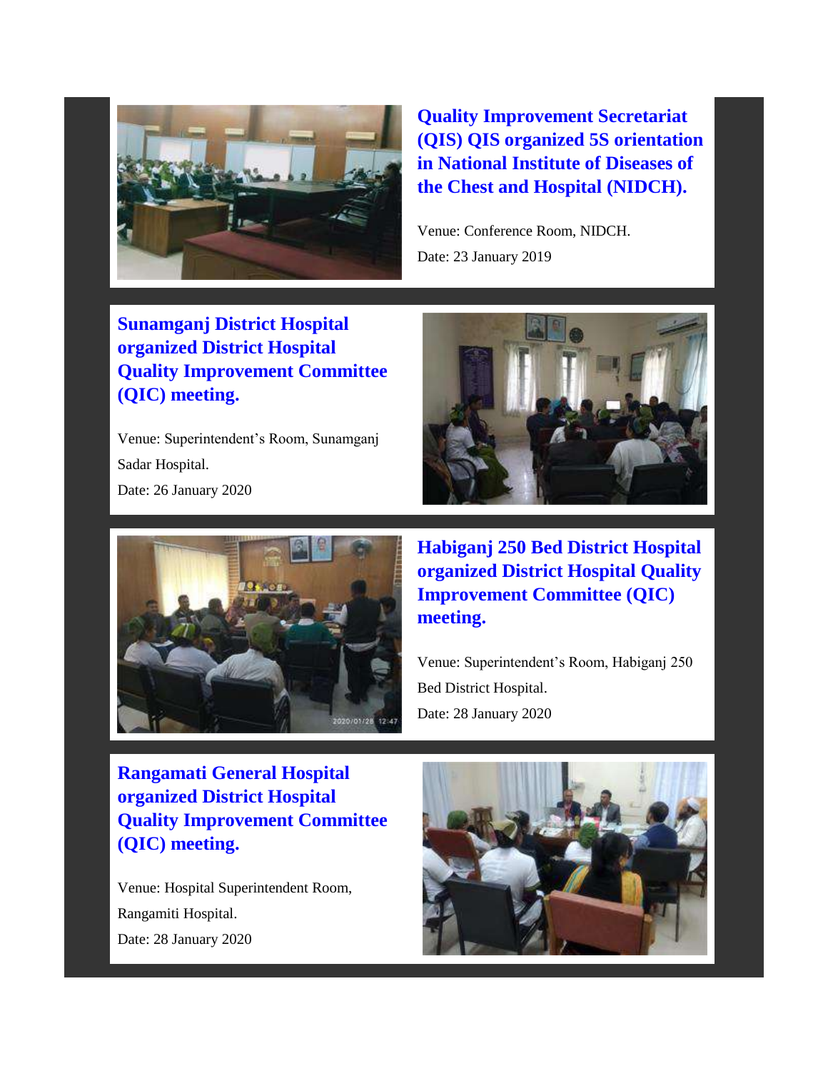### Quality Improvement Secretariat (QIS) QIS organized 5S orientation in National Institute of Diseases of the Chest and Hospital (NIDCH).

Venue: Conference Room, NIDCH.

Date: 23 January 2019

### Sunamganj District Hospital organized District Hospital Quality Improvement Committee (QIC) meeting.

Venue: Superintendent's Room, Sunamganj Sadar Hospital.

Date: 26 January 2020

### Habiganj 250 Bed District Hospital organized District Hospital Quality Improvement Committee (QIC) meeting.

Venue: Superintendent's Room, Habiganj 250 Bed District Hospital.

Date: 28 January 2020

### Rangamati General Hospital organized District Hospital Quality Improvement Committee (QIC) meeting.

Venue: Hospital Superintendent Room, Rangamiti Hospital.

Date: 28 January 2020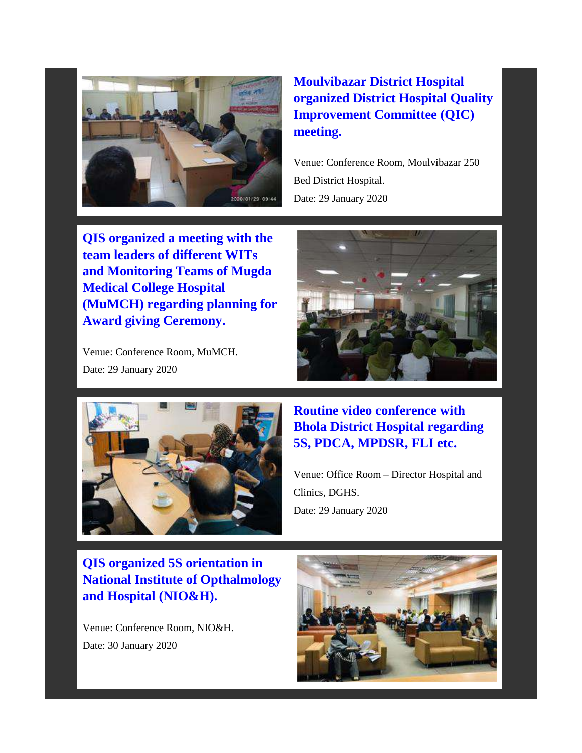## Moulvibazar District Hospital organized District Hospital Quality Improvement Committee (QIC) meeting.

Venue: Conference Room, Moulvibazar 250 Bed District Hospital.
Date: 29 January 2020

## QIS organized a meeting with the team leaders of different WITs and Monitoring Teams of Mugda Medical College Hospital (MuMCH) regarding planning for Award giving Ceremony.

Venue: Conference Room, MuMCH.
Date: 29 January 2020

## Routine video conference with Bhola District Hospital regarding 5S, PDCA, MPDSR, FLI etc.

Venue: Office Room – Director Hospital and Clinics, DGHS.
Date: 29 January 2020

## QIS organized 5S orientation in National Institute of Opthalmology and Hospital (NIO&H).

Venue: Conference Room, NIO&H.
Date: 30 January 2020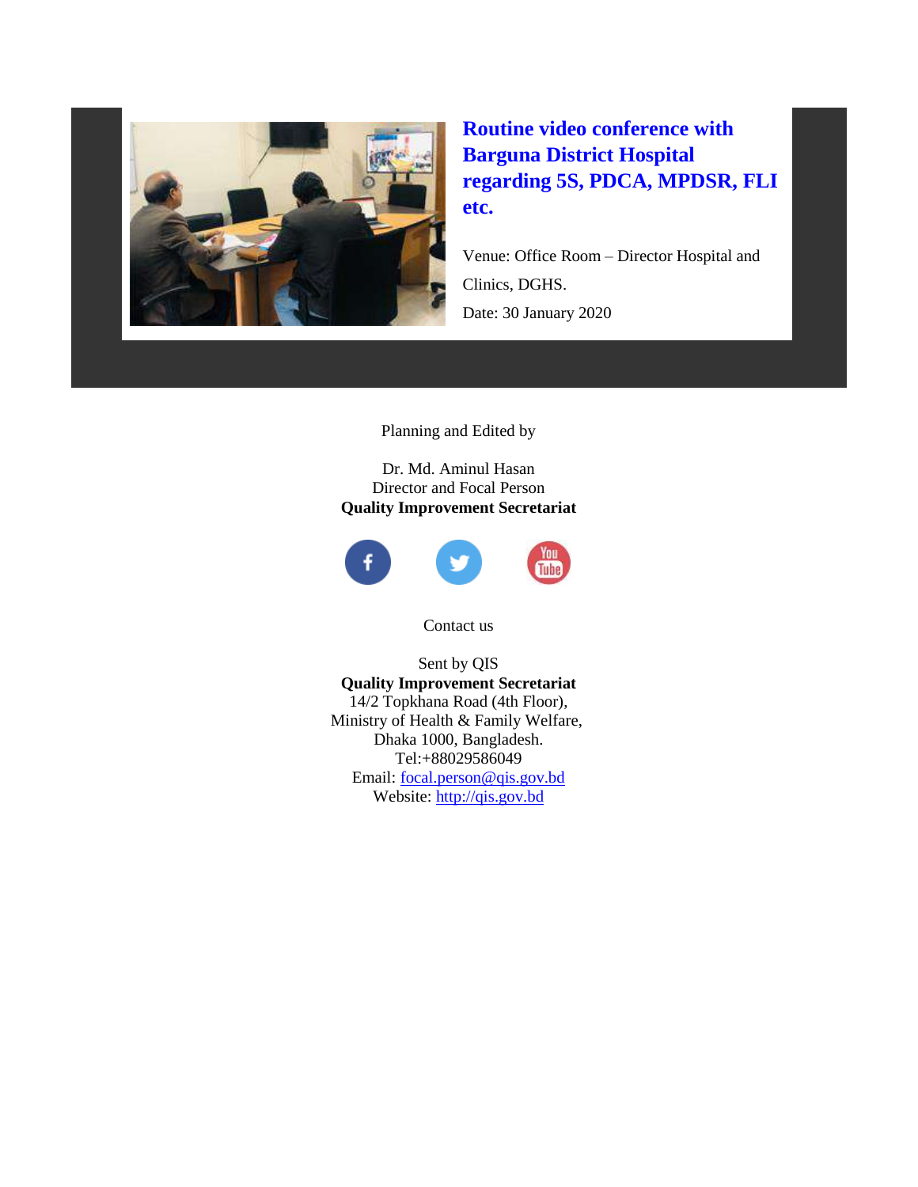## Routine video conference with Barguna District Hospital regarding 5S, PDCA, MPDSR, FLI etc.

Venue: Office Room – Director Hospital and Clinics, DGHS.

Date: 30 January 2020

Planning and Edited by

Dr. Md. Aminul Hasan
Director and Focal Person
**Quality Improvement Secretariat**

Contact us

Sent by QIS
**Quality Improvement Secretariat**
14/2 Topkhana Road (4th Floor),
Ministry of Health & Family Welfare,
Dhaka 1000, Bangladesh.
Tel:+88029586049
Email: focal.person@qis.gov.bd
Website: http://qis.gov.bd